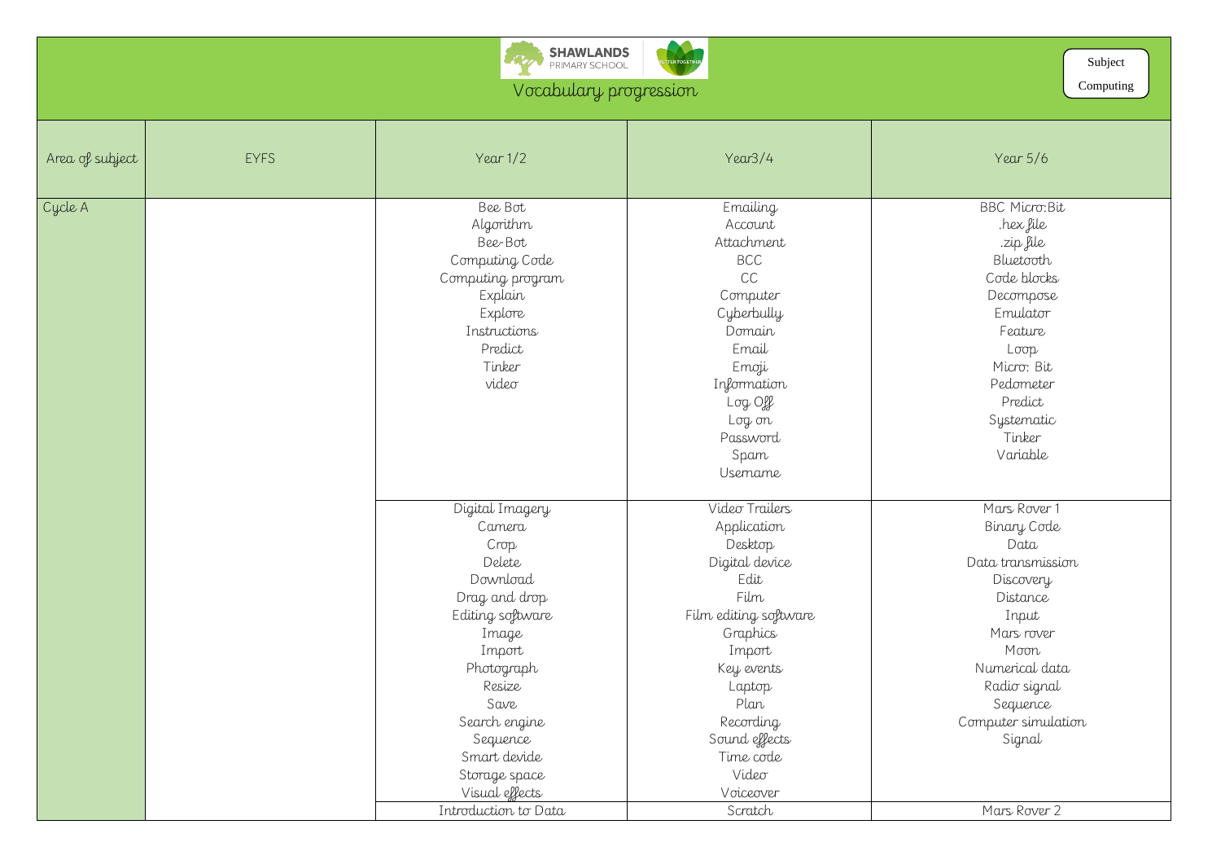# SHAWLANDS PRIMARY SCHOOL

## Vocabulary progression

Subject: Computing

| Area of subject | EYFS | Year 1/2 | Year3/4 | Year 5/6 |
| --- | --- | --- | --- | --- |
| Cycle A | | Bee Bot<br>Algorithm<br>Bee-Bot<br>Computing Code<br>Computing program<br>Explain<br>Explore<br>Instructions<br>Predict<br>Tinker<br>video | Emailing<br>Account<br>Attachment<br>BCC<br>CC<br>Computer<br>Cyberbully<br>Domain<br>Email<br>Emoji<br>Information<br>Log Off<br>Log on<br>Password<br>Spam<br>Username | BBC Micro:Bit<br>.hex file<br>.zip file<br>Bluetooth<br>Code blocks<br>Decompose<br>Emulator<br>Feature<br>Loop<br>Micro: Bit<br>Pedometer<br>Predict<br>Systematic<br>Tinker<br>Variable |
| | | Digital Imagery<br>Camera<br>Crop<br>Delete<br>Download<br>Drag and drop<br>Editing software<br>Image<br>Import<br>Photograph<br>Resize<br>Save<br>Search engine<br>Sequence<br>Smart devide<br>Storage space<br>Visual effects | Video Trailers<br>Application<br>Desktop<br>Digital device<br>Edit<br>Film<br>Film editing software<br>Graphics<br>Import<br>Key events<br>Laptop<br>Plan<br>Recording<br>Sound effects<br>Time code<br>Video<br>Voiceover | Mars Rover 1<br>Binary Code<br>Data<br>Data transmission<br>Discovery<br>Distance<br>Input<br>Mars rover<br>Moon<br>Numerical data<br>Radio signal<br>Sequence<br>Computer simulation<br>Signal |
| | | Introduction to Data | Scratch | Mars Rover 2 |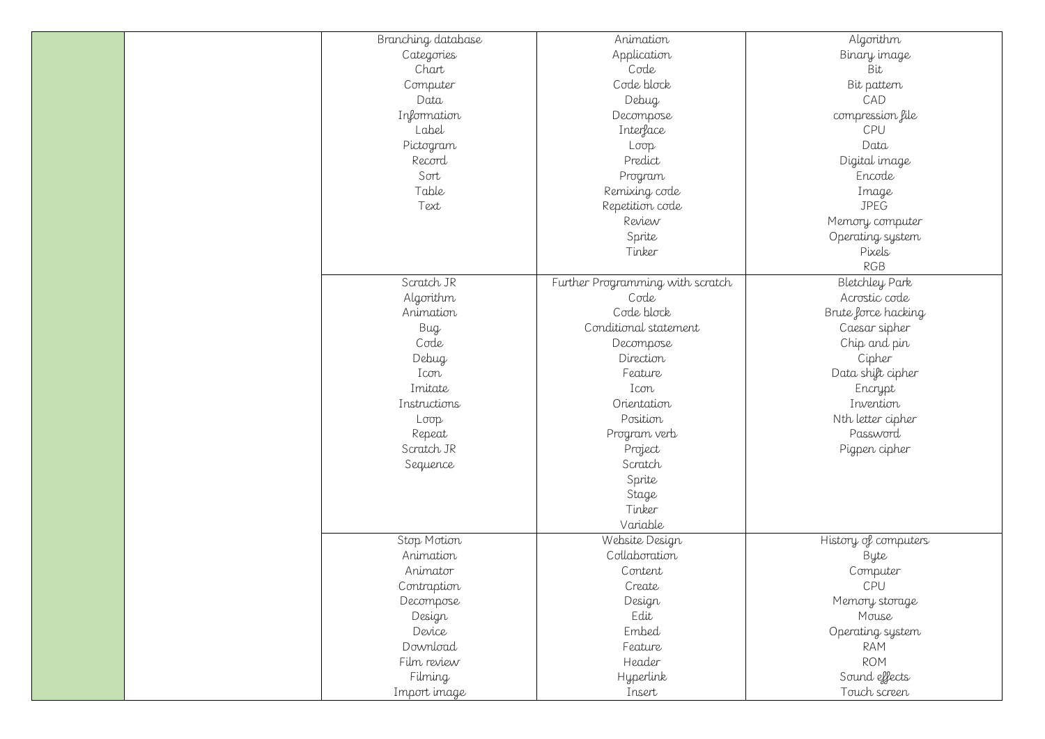| | | | | |
|---|---|---|---|---|
| | | Branching database<br>Categories<br>Chart<br>Computer<br>Data<br>Information<br>Label<br>Pictogram<br>Record<br>Sort<br>Table<br>Text | Animation<br>Application<br>Code<br>Code block<br>Debug<br>Decompose<br>Interface<br>Loop<br>Predict<br>Program<br>Remixing code<br>Repetition code<br>Review<br>Sprite<br>Tinker | Algorithm<br>Binary image<br>Bit<br>Bit pattern<br>CAD<br>compression file<br>CPU<br>Data<br>Digital image<br>Encode<br>Image<br>JPEG<br>Memory computer<br>Operating system<br>Pixels<br>RGB |
| | | Scratch JR<br>Algorithm<br>Animation<br>Bug<br>Code<br>Debug<br>Icon<br>Imitate<br>Instructions<br>Loop<br>Repeat<br>Scratch JR<br>Sequence | Further Programming with scratch<br>Code<br>Code block<br>Conditional statement<br>Decompose<br>Direction<br>Feature<br>Icon<br>Orientation<br>Position<br>Program verb<br>Project<br>Scratch<br>Sprite<br>Stage<br>Tinker<br>Variable | Bletchley Park<br>Acrostic code<br>Brute force hacking<br>Caesar sipher<br>Chip and pin<br>Cipher<br>Data shift cipher<br>Encrypt<br>Invention<br>Nth letter cipher<br>Password<br>Pigpen cipher |
| | | Stop Motion<br>Animation<br>Animator<br>Contraption<br>Decompose<br>Design<br>Device<br>Download<br>Film review<br>Filming<br>Import image | Website Design<br>Collaboration<br>Content<br>Create<br>Design<br>Edit<br>Embed<br>Feature<br>Header<br>Hyperlink<br>Insert | History of computers<br>Byte<br>Computer<br>CPU<br>Memory storage<br>Mouse<br>Operating system<br>RAM<br>ROM<br>Sound effects<br>Touch screen |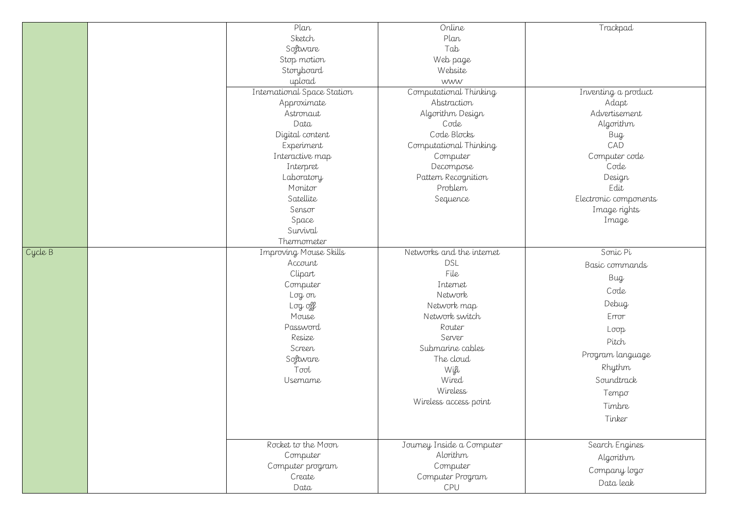| | | | | |
|---|---|---|---|---|
| | | Plan<br>Sketch<br>Software<br>Stop motion<br>Storyboard<br>upload | Online<br>Plan<br>Tab<br>Web page<br>Website<br>www | Trackpad |
| | | International Space Station<br>Approximate<br>Astronaut<br>Data<br>Digital content<br>Experiment<br>Interactive map<br>Interpret<br>Laboratory<br>Monitor<br>Satellite<br>Sensor<br>Space<br>Survival<br>Thermometer | Computational Thinking<br>Abstraction<br>Algorithm Design<br>Code<br>Code Blocks<br>Computational Thinking<br>Computer<br>Decompose<br>Pattern Recognition<br>Problem<br>Sequence | Inventing a product<br>Adapt<br>Advertisement<br>Algorithm<br>Bug<br>CAD<br>Computer code<br>Code<br>Design<br>Edit<br>Electronic components<br>Image rights<br>Image |
| Cycle B | | Improving Mouse Skills<br>Account<br>Clipart<br>Computer<br>Log on<br>Log off<br>Mouse<br>Password<br>Resize<br>Screen<br>Software<br>Tool<br>Username | Networks and the internet<br>DSL<br>File<br>Internet<br>Network<br>Network map<br>Network switch<br>Router<br>Server<br>Submarine cables<br>The cloud<br>Wifi<br>Wired<br>Wireless<br>Wireless access point | Sonic Pi<br>Basic commands<br>Bug<br>Code<br>Debug<br>Error<br>Loop<br>Pitch<br>Program language<br>Rhythm<br>Soundtrack<br>Tempo<br>Timbre<br>Tinker |
| | | Rocket to the Moon<br>Computer<br>Computer program<br>Create<br>Data | Journey Inside a Computer<br>Alorithm<br>Computer<br>Computer Program<br>CPU | Search Engines<br>Algorithm<br>Company logo<br>Data leak |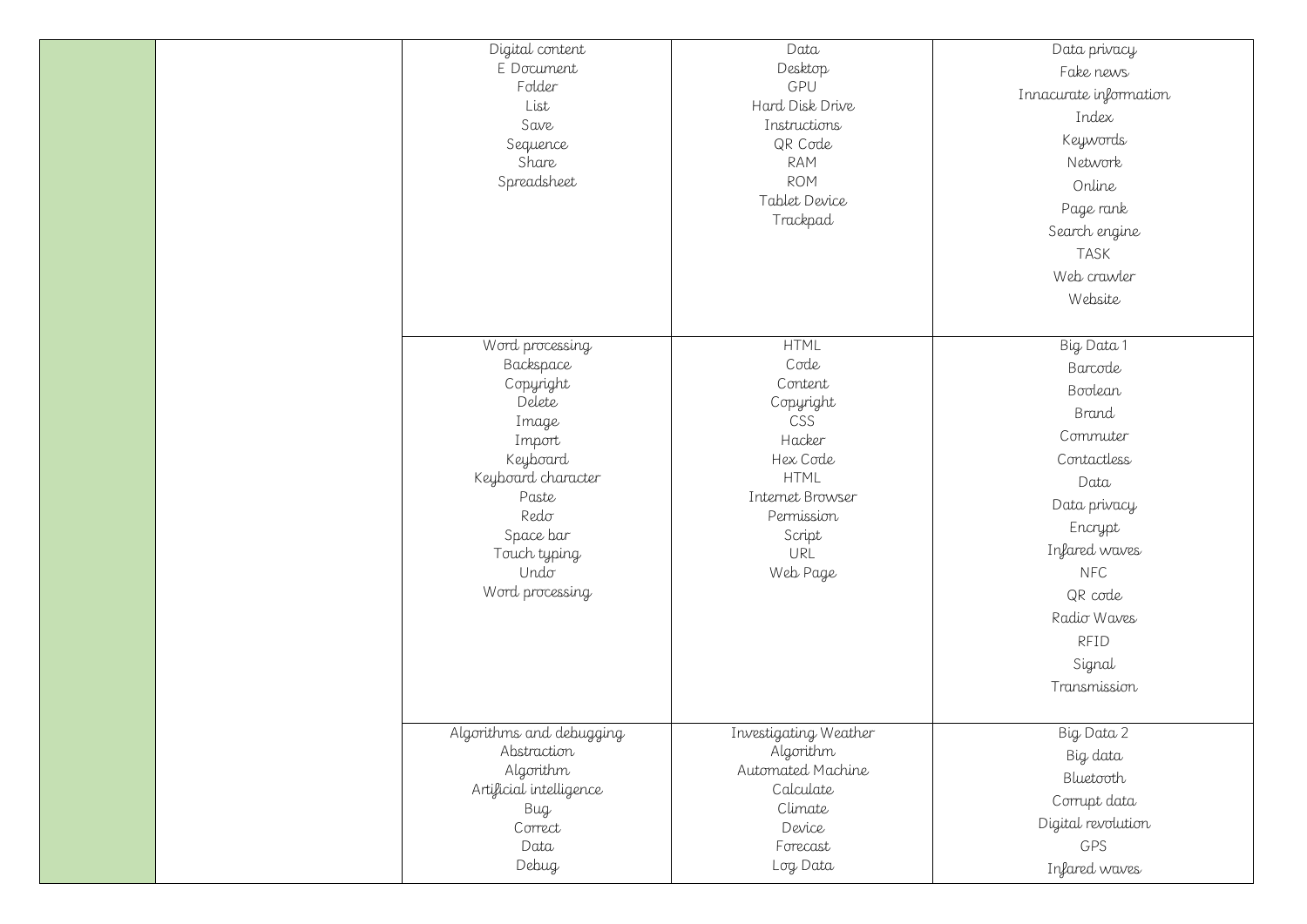| | | | | |
|---|---|---|---|---|
| | | Digital content<br>E Document<br>Folder<br>List<br>Save<br>Sequence<br>Share<br>Spreadsheet | Data<br>Desktop<br>GPU<br>Hard Disk Drive<br>Instructions<br>QR Code<br>RAM<br>ROM<br>Tablet Device<br>Trackpad | Data privacy<br>Fake news<br>Innacurate information<br>Index<br>Keywords<br>Network<br>Online<br>Page rank<br>Search engine<br>TASK<br>Web crawler<br>Website |
| | | Word processing<br>Backspace<br>Copyright<br>Delete<br>Image<br>Import<br>Keyboard<br>Keyboard character<br>Paste<br>Redo<br>Space bar<br>Touch typing<br>Undo<br>Word processing | HTML<br>Code<br>Content<br>Copyright<br>CSS<br>Hacker<br>Hex Code<br>HTML<br>Internet Browser<br>Permission<br>Script<br>URL<br>Web Page | Big Data 1<br>Barcode<br>Boolean<br>Brand<br>Commuter<br>Contactless<br>Data<br>Data privacy<br>Encrypt<br>Infared waves<br>NFC<br>QR code<br>Radio Waves<br>RFID<br>Signal<br>Transmission |
| | | Algorithms and debugging<br>Abstraction<br>Algorithm<br>Artificial intelligence<br>Bug<br>Correct<br>Data<br>Debug | Investigating Weather<br>Algorithm<br>Automated Machine<br>Calculate<br>Climate<br>Device<br>Forecast<br>Log Data | Big Data 2<br>Big data<br>Bluetooth<br>Corrupt data<br>Digital revolution<br>GPS<br>Infared waves |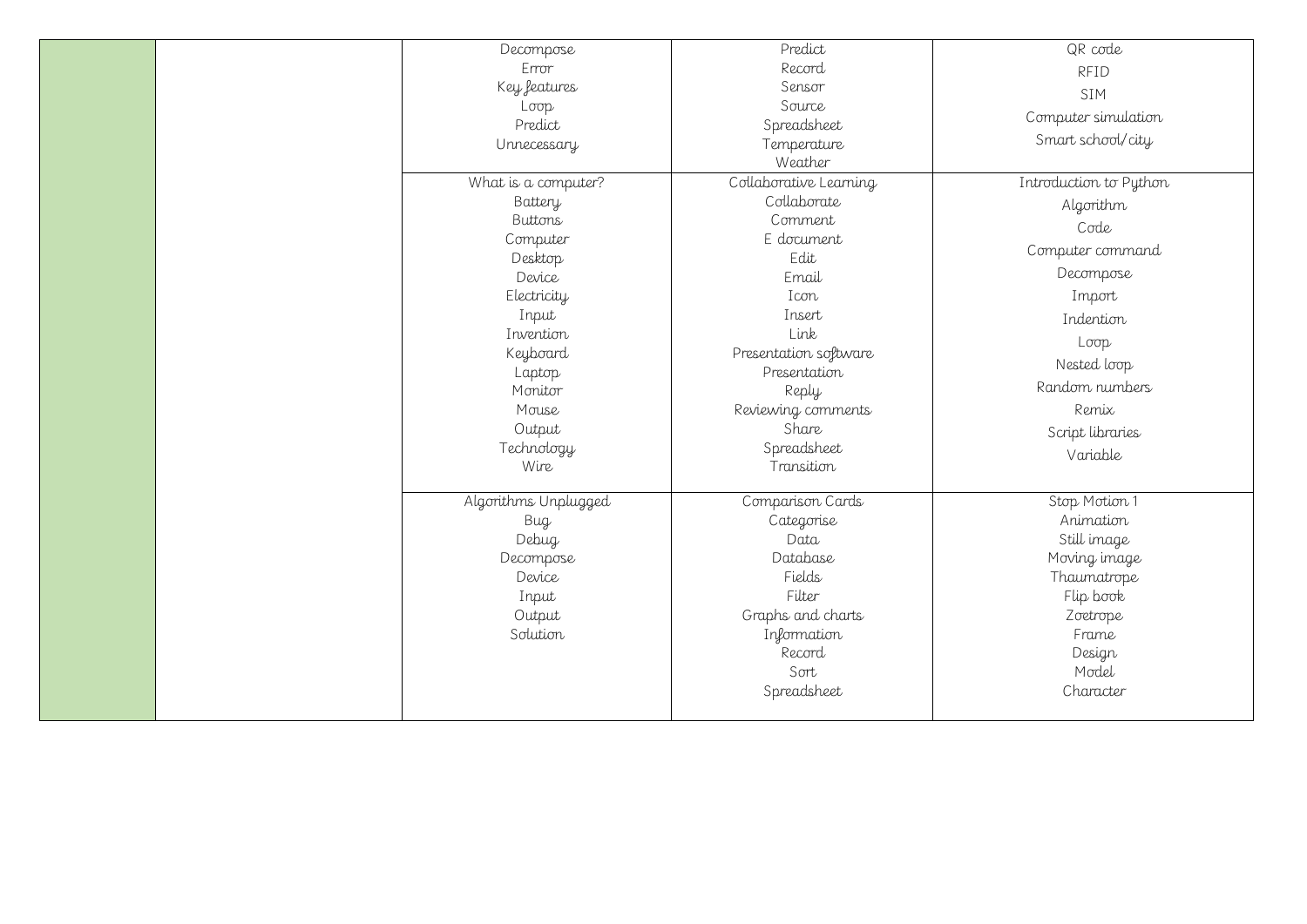| | | | | |
|---|---|---|---|---|
| | | Decompose<br>Error<br>Key features<br>Loop<br>Predict<br>Unnecessary | Predict<br>Record<br>Sensor<br>Source<br>Spreadsheet<br>Temperature<br>Weather | QR code<br>RFID<br>SIM<br>Computer simulation<br>Smart school/city |
| | | What is a computer?<br>Battery<br>Buttons<br>Computer<br>Desktop<br>Device<br>Electricity<br>Input<br>Invention<br>Keyboard<br>Laptop<br>Monitor<br>Mouse<br>Output<br>Technology<br>Wire | Collaborative Learning<br>Collaborate<br>Comment<br>E document<br>Edit<br>Email<br>Icon<br>Insert<br>Link<br>Presentation software<br>Presentation<br>Reply<br>Reviewing comments<br>Share<br>Spreadsheet<br>Transition | Introduction to Python<br>Algorithm<br>Code<br>Computer command<br>Decompose<br>Import<br>Indention<br>Loop<br>Nested loop<br>Random numbers<br>Remix<br>Script libraries<br>Variable |
| | | Algorithms Unplugged<br>Bug<br>Debug<br>Decompose<br>Device<br>Input<br>Output<br>Solution | Comparison Cards<br>Categorise<br>Data<br>Database<br>Fields<br>Filter<br>Graphs and charts<br>Information<br>Record<br>Sort<br>Spreadsheet | Stop Motion 1<br>Animation<br>Still image<br>Moving image<br>Thaumatrope<br>Flip book<br>Zoetrope<br>Frame<br>Design<br>Model<br>Character |